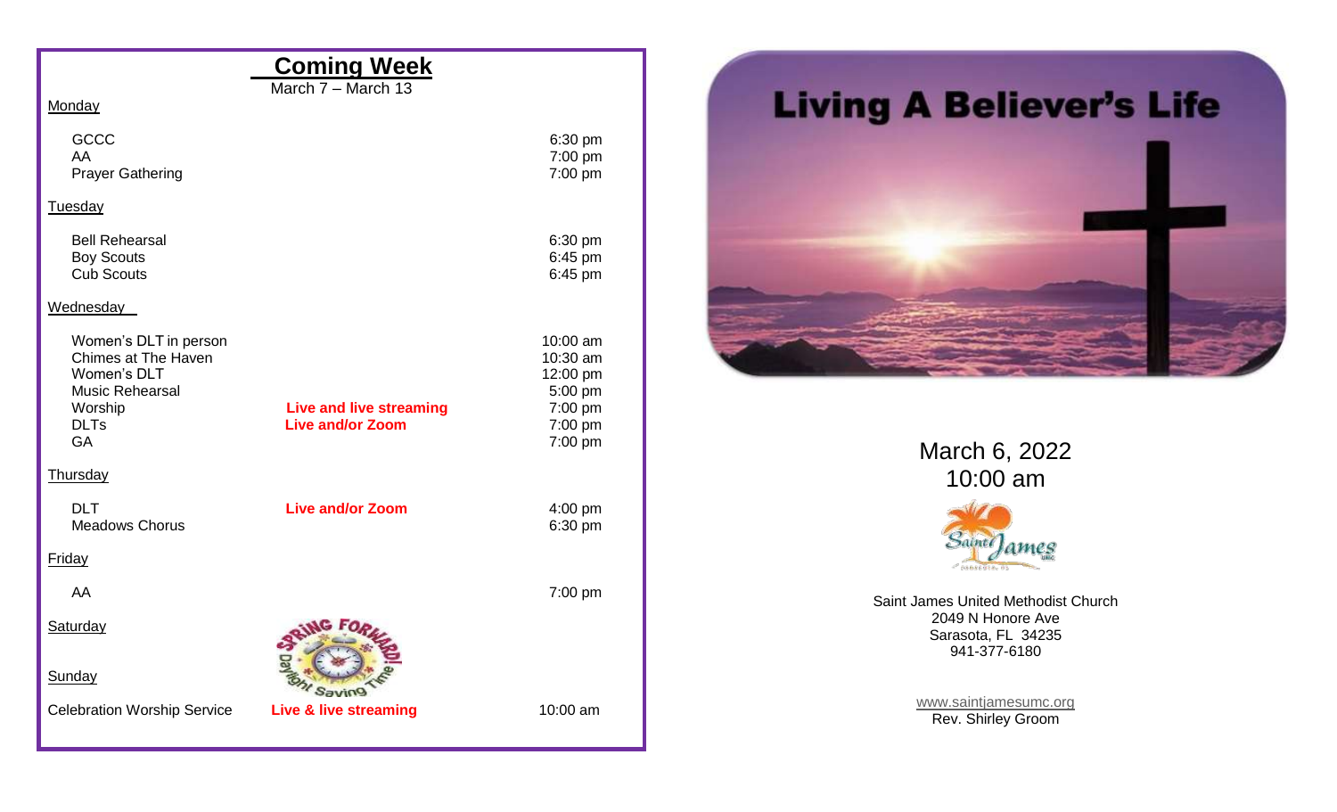## Coming Week

March 7 – March 13

**Monday**

| | | |
|---|---|---|
| GCCC | | 6:30 pm |
| AA | | 7:00 pm |
| Prayer Gathering | | 7:00 pm |

**Tuesday**

| | | |
|---|---|---|
| Bell Rehearsal | | 6:30 pm |
| Boy Scouts | | 6:45 pm |
| Cub Scouts | | 6:45 pm |

**Wednesday**

| | | |
|---|---|---|
| Women's DLT in person | | 10:00 am |
| Chimes at The Haven | | 10:30 am |
| Women's DLT | | 12:00 pm |
| Music Rehearsal | | 5:00 pm |
| Worship | **Live and live streaming** | 7:00 pm |
| DLTs | **Live and/or Zoom** | 7:00 pm |
| GA | | 7:00 pm |

**Thursday**

| | | |
|---|---|---|
| DLT | **Live and/or Zoom** | 4:00 pm |
| Meadows Chorus | | 6:30 pm |

**Friday**

| | | |
|---|---|---|
| AA | | 7:00 pm |

**Saturday**

SPRING FORWARD! Daylight Saving Time

**Sunday**

| | | |
|---|---|---|
| Celebration Worship Service | **Live & live streaming** | 10:00 am |

# Living A Believer's Life

March 6, 2022
10:00 am

Saint James UMC

Saint James United Methodist Church
2049 N Honore Ave
Sarasota, FL 34235
941-377-6180

www.saintjamesumc.org
Rev. Shirley Groom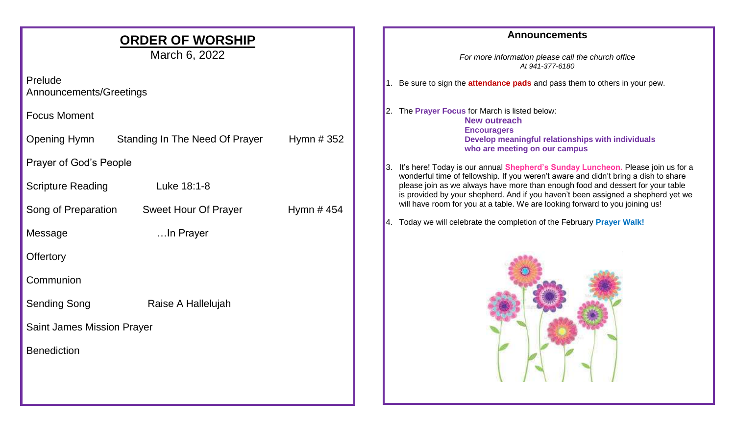# ORDER OF WORSHIP

March 6, 2022

Prelude
Announcements/Greetings

Focus Moment

Opening Hymn — Standing In The Need Of Prayer — Hymn # 352

Prayer of God's People

Scripture Reading — Luke 18:1-8

Song of Preparation — Sweet Hour Of Prayer — Hymn # 454

Message — …In Prayer

Offertory

Communion

Sending Song — Raise A Hallelujah

Saint James Mission Prayer

Benediction

## Announcements

*For more information please call the church office*
*At 941-377-6180*

1. Be sure to sign the **attendance pads** and pass them to others in your pew.

2. The **Prayer Focus** for March is listed below:
   **New outreach**
   **Encouragers**
   **Develop meaningful relationships with individuals who are meeting on our campus**

3. It's here! Today is our annual **Shepherd's Sunday Luncheon.** Please join us for a wonderful time of fellowship. If you weren't aware and didn't bring a dish to share please join as we always have more than enough food and dessert for your table is provided by your shepherd. And if you haven't been assigned a shepherd yet we will have room for you at a table. We are looking forward to you joining us!

4. Today we will celebrate the completion of the February **Prayer Walk!**